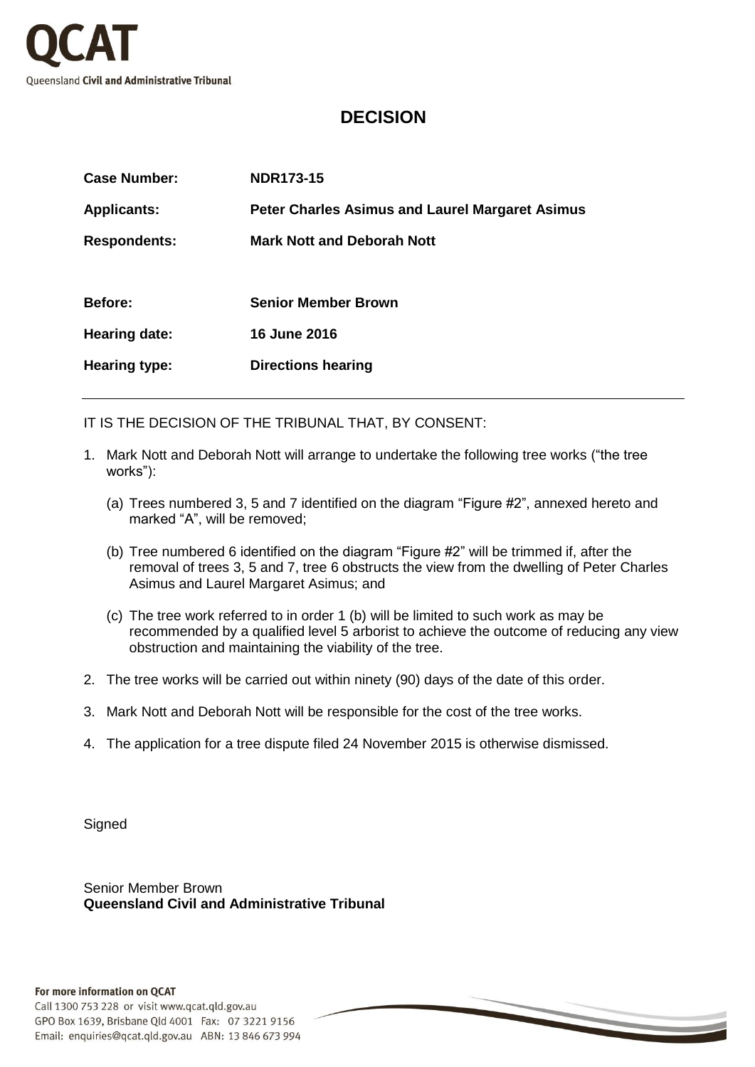QCAT

Queensland **Civil and Administrative Tribunal**

# DECISION

| | |
|---|---|
| **Case Number:** | **NDR173-15** |
| **Applicants:** | **Peter Charles Asimus and Laurel Margaret Asimus** |
| **Respondents:** | **Mark Nott and Deborah Nott** |
| **Before:** | **Senior Member Brown** |
| **Hearing date:** | **16 June 2016** |
| **Hearing type:** | **Directions hearing** |

IT IS THE DECISION OF THE TRIBUNAL THAT, BY CONSENT:

1. Mark Nott and Deborah Nott will arrange to undertake the following tree works ("the tree works"):

   (a) Trees numbered 3, 5 and 7 identified on the diagram "Figure #2", annexed hereto and marked "A", will be removed;

   (b) Tree numbered 6 identified on the diagram "Figure #2" will be trimmed if, after the removal of trees 3, 5 and 7, tree 6 obstructs the view from the dwelling of Peter Charles Asimus and Laurel Margaret Asimus; and

   (c) The tree work referred to in order 1 (b) will be limited to such work as may be recommended by a qualified level 5 arborist to achieve the outcome of reducing any view obstruction and maintaining the viability of the tree.

2. The tree works will be carried out within ninety (90) days of the date of this order.

3. Mark Nott and Deborah Nott will be responsible for the cost of the tree works.

4. The application for a tree dispute filed 24 November 2015 is otherwise dismissed.

Signed

Senior Member Brown
**Queensland Civil and Administrative Tribunal**

**For more information on QCAT**
Call 1300 753 228 or visit www.qcat.qld.gov.au
GPO Box 1639, Brisbane Qld 4001 Fax: 07 3221 9156
Email: enquiries@qcat.qld.gov.au ABN: 13 846 673 994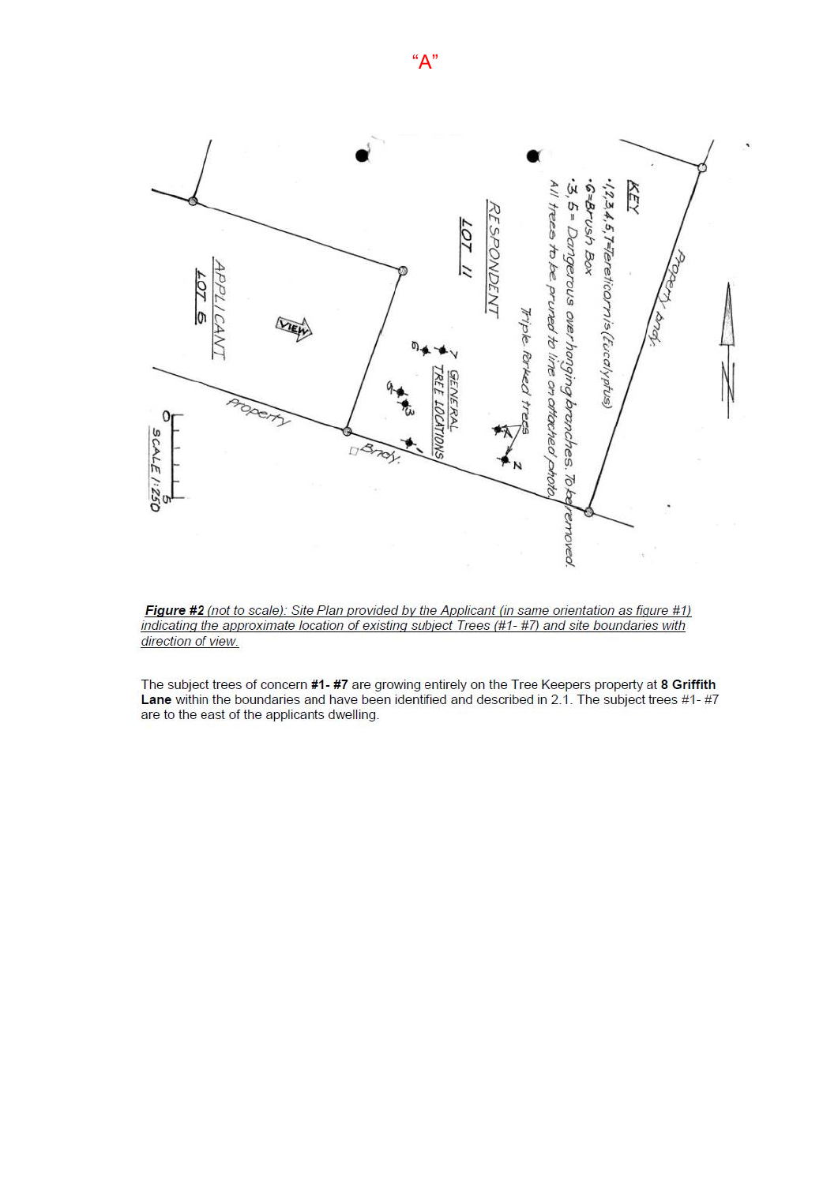"A"

KEY

- 1,2,3,4,5,7=Tereticornis (Eucalyptus)
- 6=Brush Box
- 3, 5= Dangerous overhanging branches. To be removed.

All trees to be pruned to line on attached photo.

Property Bndy.

Triple forked trees

RESPONDENT

LOT 11

GENERAL TREE LOCATIONS

VIEW

APPLICANT

LOT 6

Property Bndy.

0 5

SCALE 1:250

N

**Figure #2** (not to scale): Site Plan provided by the Applicant (in same orientation as figure #1) indicating the approximate location of existing subject Trees (#1- #7) and site boundaries with direction of view.

The subject trees of concern **#1- #7** are growing entirely on the Tree Keepers property at **8 Griffith Lane** within the boundaries and have been identified and described in 2.1. The subject trees #1- #7 are to the east of the applicants dwelling.